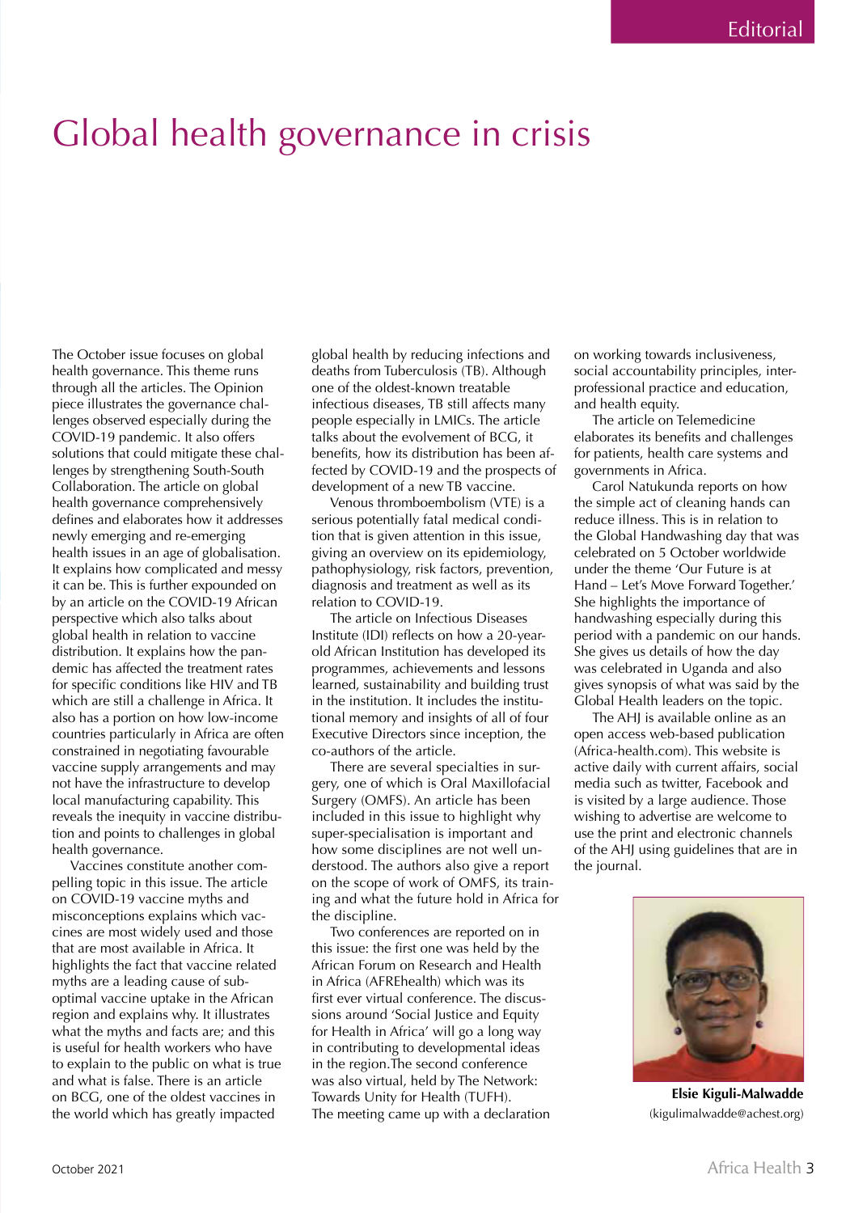Editorial

# Global health governance in crisis

The October issue focuses on global health governance. This theme runs through all the articles. The Opinion piece illustrates the governance challenges observed especially during the COVID-19 pandemic. It also offers solutions that could mitigate these challenges by strengthening South-South Collaboration. The article on global health governance comprehensively defines and elaborates how it addresses newly emerging and re-emerging health issues in an age of globalisation. It explains how complicated and messy it can be. This is further expounded on by an article on the COVID-19 African perspective which also talks about global health in relation to vaccine distribution. It explains how the pandemic has affected the treatment rates for specific conditions like HIV and TB which are still a challenge in Africa. It also has a portion on how low-income countries particularly in Africa are often constrained in negotiating favourable vaccine supply arrangements and may not have the infrastructure to develop local manufacturing capability. This reveals the inequity in vaccine distribution and points to challenges in global health governance.

Vaccines constitute another compelling topic in this issue. The article on COVID-19 vaccine myths and misconceptions explains which vaccines are most widely used and those that are most available in Africa. It highlights the fact that vaccine related myths are a leading cause of sub-optimal vaccine uptake in the African region and explains why. It illustrates what the myths and facts are; and this is useful for health workers who have to explain to the public on what is true and what is false. There is an article on BCG, one of the oldest vaccines in the world which has greatly impacted global health by reducing infections and deaths from Tuberculosis (TB). Although one of the oldest-known treatable infectious diseases, TB still affects many people especially in LMICs. The article talks about the evolvement of BCG, it benefits, how its distribution has been affected by COVID-19 and the prospects of development of a new TB vaccine.

Venous thromboembolism (VTE) is a serious potentially fatal medical condition that is given attention in this issue, giving an overview on its epidemiology, pathophysiology, risk factors, prevention, diagnosis and treatment as well as its relation to COVID-19.

The article on Infectious Diseases Institute (IDI) reflects on how a 20-year-old African Institution has developed its programmes, achievements and lessons learned, sustainability and building trust in the institution. It includes the institutional memory and insights of all of four Executive Directors since inception, the co-authors of the article.

There are several specialties in surgery, one of which is Oral Maxillofacial Surgery (OMFS). An article has been included in this issue to highlight why super-specialisation is important and how some disciplines are not well understood. The authors also give a report on the scope of work of OMFS, its training and what the future hold in Africa for the discipline.

Two conferences are reported on in this issue: the first one was held by the African Forum on Research and Health in Africa (AFREhealth) which was its first ever virtual conference. The discussions around 'Social Justice and Equity for Health in Africa' will go a long way in contributing to developmental ideas in the region.The second conference was also virtual, held by The Network: Towards Unity for Health (TUFH). The meeting came up with a declaration on working towards inclusiveness, social accountability principles, inter-professional practice and education, and health equity.

The article on Telemedicine elaborates its benefits and challenges for patients, health care systems and governments in Africa.

Carol Natukunda reports on how the simple act of cleaning hands can reduce illness. This is in relation to the Global Handwashing day that was celebrated on 5 October worldwide under the theme 'Our Future is at Hand – Let's Move Forward Together.' She highlights the importance of handwashing especially during this period with a pandemic on our hands. She gives us details of how the day was celebrated in Uganda and also gives synopsis of what was said by the Global Health leaders on the topic.

The AHJ is available online as an open access web-based publication (Africa-health.com). This website is active daily with current affairs, social media such as twitter, Facebook and is visited by a large audience. Those wishing to advertise are welcome to use the print and electronic channels of the AHJ using guidelines that are in the journal.

**Elsie Kiguli-Malwadde**
(kigulimalwadde@achest.org)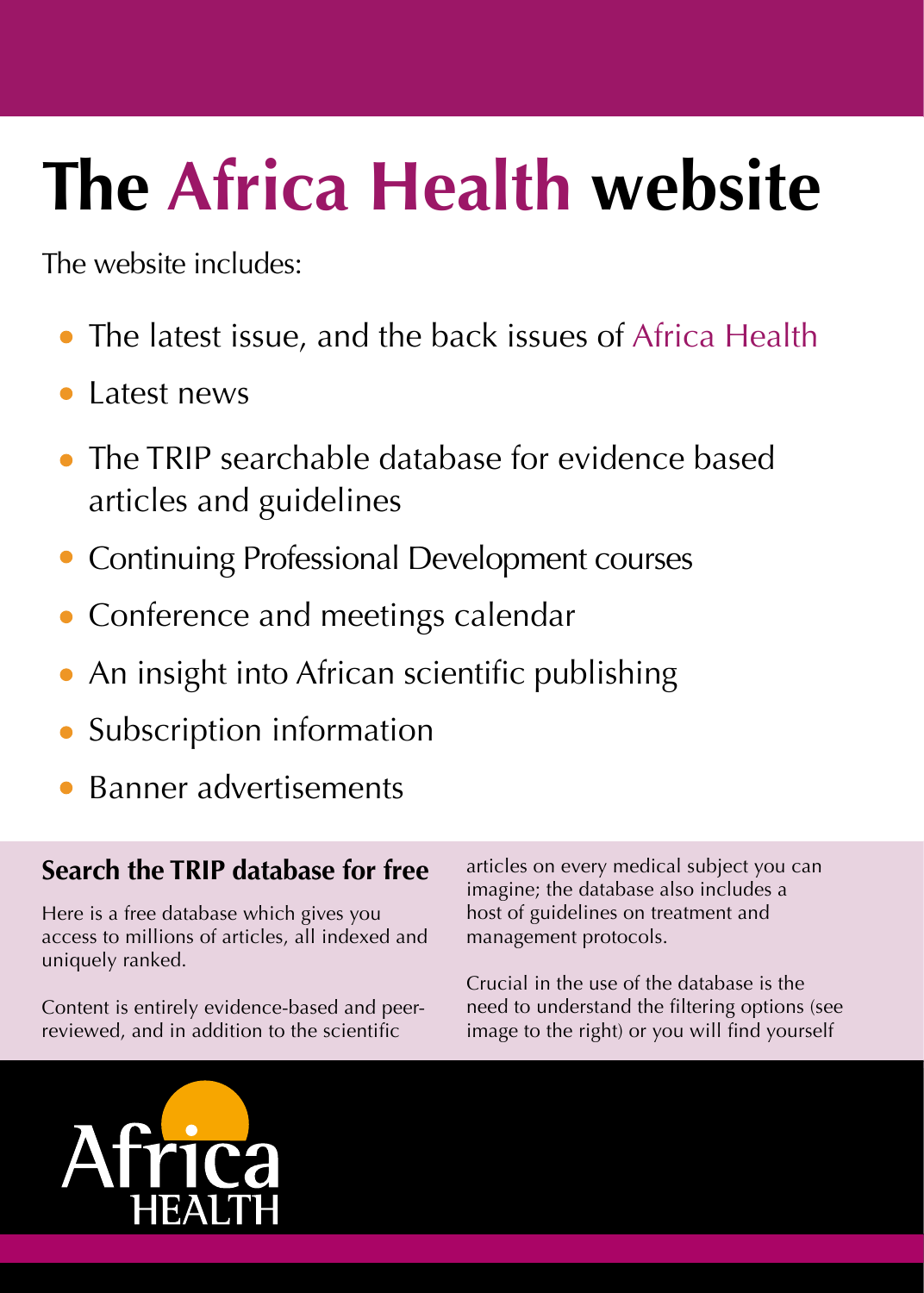# The Africa Health website

The website includes:

- The latest issue, and the back issues of Africa Health
- Latest news
- The TRIP searchable database for evidence based articles and guidelines
- Continuing Professional Development courses
- Conference and meetings calendar
- An insight into African scientific publishing
- Subscription information
- Banner advertisements

## Search the TRIP database for free

Here is a free database which gives you access to millions of articles, all indexed and uniquely ranked.

Content is entirely evidence-based and peer-reviewed, and in addition to the scientific articles on every medical subject you can imagine; the database also includes a host of guidelines on treatment and management protocols.

Crucial in the use of the database is the need to understand the filtering options (see image to the right) or you will find yourself

Africa HEALTH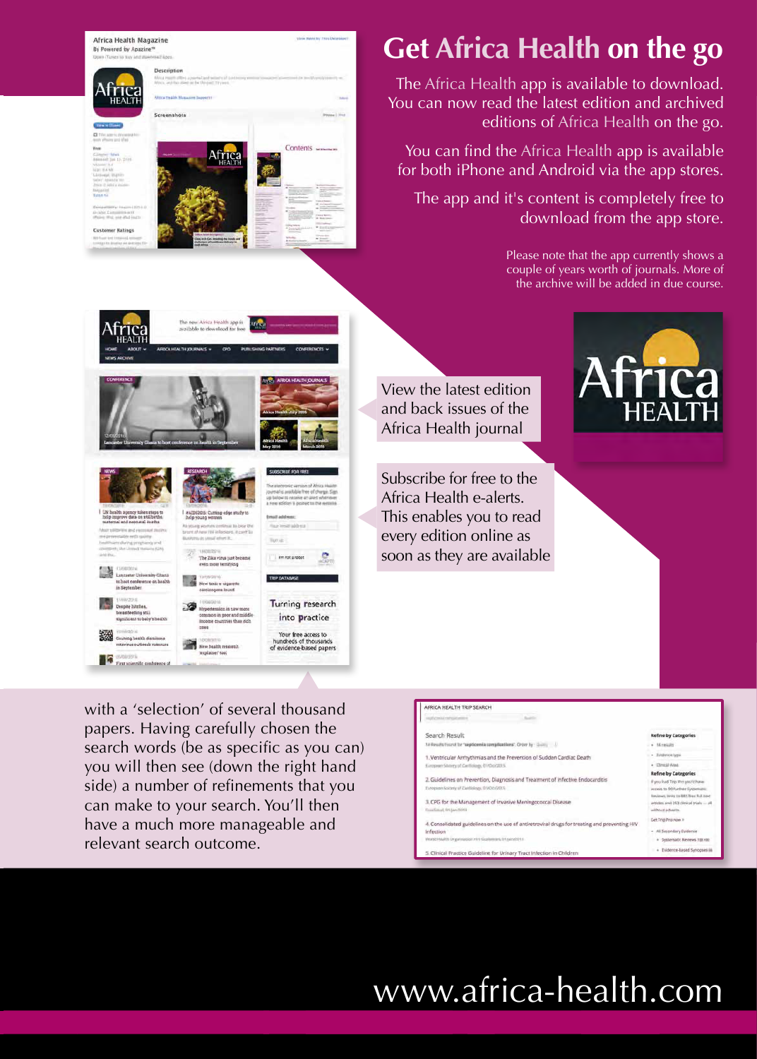# Get Africa Health on the go

The Africa Health app is available to download. You can now read the latest edition and archived editions of Africa Health on the go.

You can find the Africa Health app is available for both iPhone and Android via the app stores.

The app and it's content is completely free to download from the app store.

Please note that the app currently shows a couple of years worth of journals. More of the archive will be added in due course.

View the latest edition and back issues of the Africa Health journal

Subscribe for free to the Africa Health e-alerts. This enables you to read every edition online as soon as they are available

with a 'selection' of several thousand papers. Having carefully chosen the search words (be as specific as you can) you will then see (down the right hand side) a number of refinements that you can make to your search. You'll then have a much more manageable and relevant search outcome.

www.africa-health.com